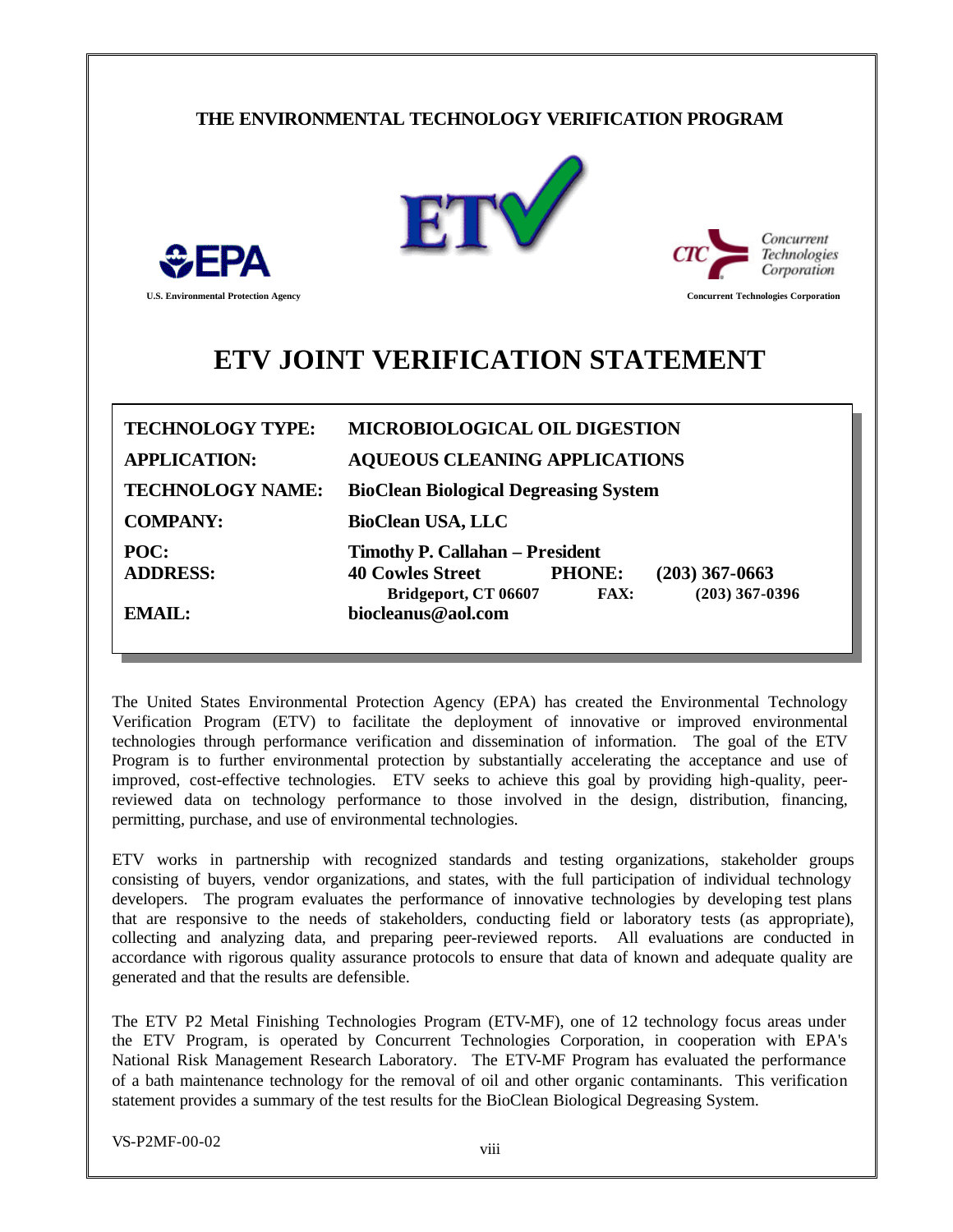THE ENVIRONMENTAL TECHNOLOGY VERIFICATION PROGRAM

U.S. Environmental Protection Agency

Concurrent Technologies Corporation

# ETV JOINT VERIFICATION STATEMENT

| | |
|---|---|
| **TECHNOLOGY TYPE:** | **MICROBIOLOGICAL OIL DIGESTION** |
| **APPLICATION:** | **AQUEOUS CLEANING APPLICATIONS** |
| **TECHNOLOGY NAME:** | **BioClean Biological Degreasing System** |
| **COMPANY:** | **BioClean USA, LLC** |
| **POC:** | **Timothy P. Callahan – President** |
| **ADDRESS:** | **40 Cowles Street, Bridgeport, CT 06607** |
| **PHONE:** | **(203) 367-0663** |
| **FAX:** | **(203) 367-0396** |
| **EMAIL:** | **biocleanus@aol.com** |

The United States Environmental Protection Agency (EPA) has created the Environmental Technology Verification Program (ETV) to facilitate the deployment of innovative or improved environmental technologies through performance verification and dissemination of information. The goal of the ETV Program is to further environmental protection by substantially accelerating the acceptance and use of improved, cost-effective technologies. ETV seeks to achieve this goal by providing high-quality, peer-reviewed data on technology performance to those involved in the design, distribution, financing, permitting, purchase, and use of environmental technologies.

ETV works in partnership with recognized standards and testing organizations, stakeholder groups consisting of buyers, vendor organizations, and states, with the full participation of individual technology developers. The program evaluates the performance of innovative technologies by developing test plans that are responsive to the needs of stakeholders, conducting field or laboratory tests (as appropriate), collecting and analyzing data, and preparing peer-reviewed reports. All evaluations are conducted in accordance with rigorous quality assurance protocols to ensure that data of known and adequate quality are generated and that the results are defensible.

The ETV P2 Metal Finishing Technologies Program (ETV-MF), one of 12 technology focus areas under the ETV Program, is operated by Concurrent Technologies Corporation, in cooperation with EPA's National Risk Management Research Laboratory. The ETV-MF Program has evaluated the performance of a bath maintenance technology for the removal of oil and other organic contaminants. This verification statement provides a summary of the test results for the BioClean Biological Degreasing System.

VS-P2MF-00-02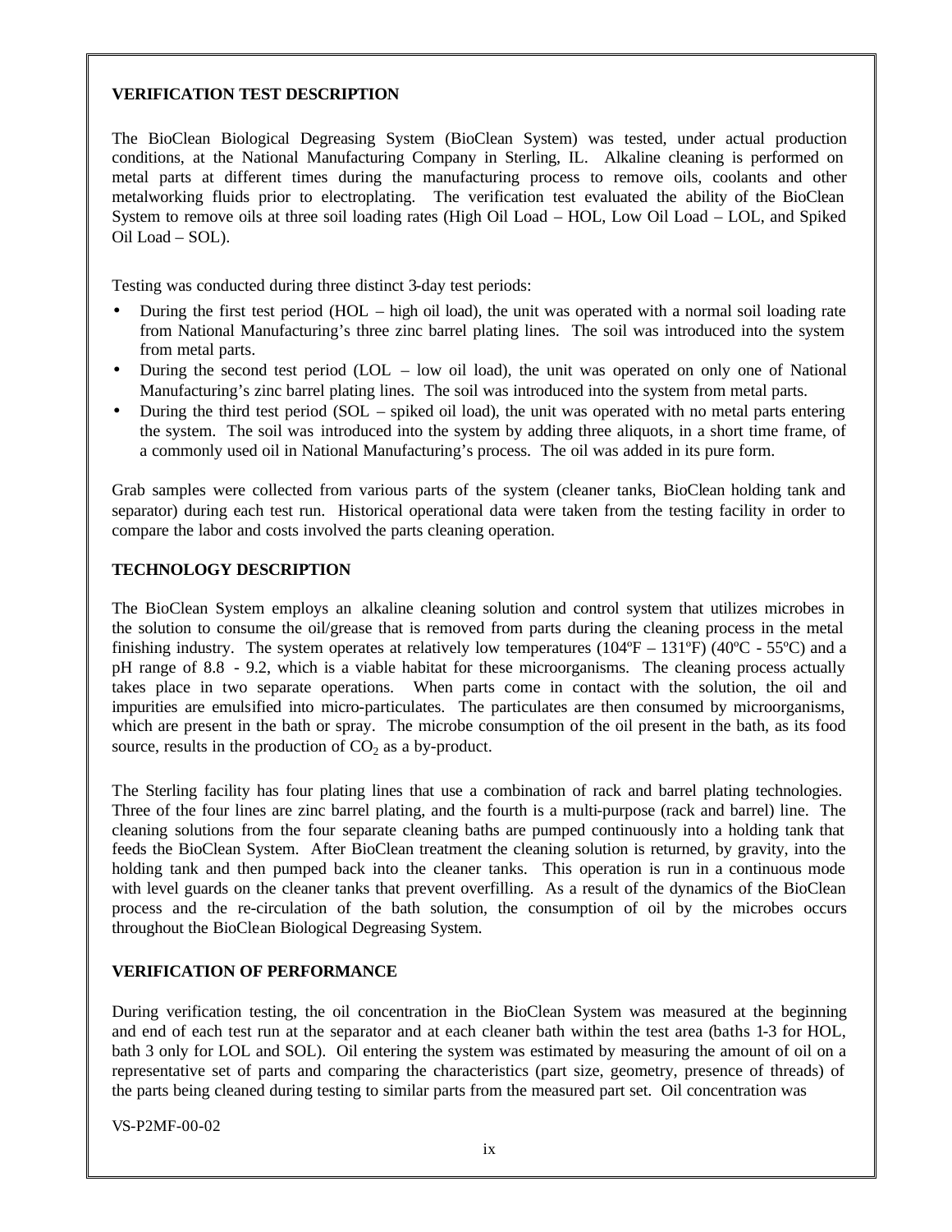## VERIFICATION TEST DESCRIPTION

The BioClean Biological Degreasing System (BioClean System) was tested, under actual production conditions, at the National Manufacturing Company in Sterling, IL. Alkaline cleaning is performed on metal parts at different times during the manufacturing process to remove oils, coolants and other metalworking fluids prior to electroplating. The verification test evaluated the ability of the BioClean System to remove oils at three soil loading rates (High Oil Load – HOL, Low Oil Load – LOL, and Spiked Oil Load – SOL).

Testing was conducted during three distinct 3-day test periods:

- During the first test period (HOL – high oil load), the unit was operated with a normal soil loading rate from National Manufacturing's three zinc barrel plating lines. The soil was introduced into the system from metal parts.
- During the second test period (LOL – low oil load), the unit was operated on only one of National Manufacturing's zinc barrel plating lines. The soil was introduced into the system from metal parts.
- During the third test period (SOL – spiked oil load), the unit was operated with no metal parts entering the system. The soil was introduced into the system by adding three aliquots, in a short time frame, of a commonly used oil in National Manufacturing's process. The oil was added in its pure form.

Grab samples were collected from various parts of the system (cleaner tanks, BioClean holding tank and separator) during each test run. Historical operational data were taken from the testing facility in order to compare the labor and costs involved the parts cleaning operation.

## TECHNOLOGY DESCRIPTION

The BioClean System employs an alkaline cleaning solution and control system that utilizes microbes in the solution to consume the oil/grease that is removed from parts during the cleaning process in the metal finishing industry. The system operates at relatively low temperatures (104ºF – 131ºF) (40ºC - 55ºC) and a pH range of 8.8 - 9.2, which is a viable habitat for these microorganisms. The cleaning process actually takes place in two separate operations. When parts come in contact with the solution, the oil and impurities are emulsified into micro-particulates. The particulates are then consumed by microorganisms, which are present in the bath or spray. The microbe consumption of the oil present in the bath, as its food source, results in the production of $CO_2$ as a by-product.

The Sterling facility has four plating lines that use a combination of rack and barrel plating technologies. Three of the four lines are zinc barrel plating, and the fourth is a multi-purpose (rack and barrel) line. The cleaning solutions from the four separate cleaning baths are pumped continuously into a holding tank that feeds the BioClean System. After BioClean treatment the cleaning solution is returned, by gravity, into the holding tank and then pumped back into the cleaner tanks. This operation is run in a continuous mode with level guards on the cleaner tanks that prevent overfilling. As a result of the dynamics of the BioClean process and the re-circulation of the bath solution, the consumption of oil by the microbes occurs throughout the BioClean Biological Degreasing System.

## VERIFICATION OF PERFORMANCE

During verification testing, the oil concentration in the BioClean System was measured at the beginning and end of each test run at the separator and at each cleaner bath within the test area (baths 1-3 for HOL, bath 3 only for LOL and SOL). Oil entering the system was estimated by measuring the amount of oil on a representative set of parts and comparing the characteristics (part size, geometry, presence of threads) of the parts being cleaned during testing to similar parts from the measured part set. Oil concentration was

VS-P2MF-00-02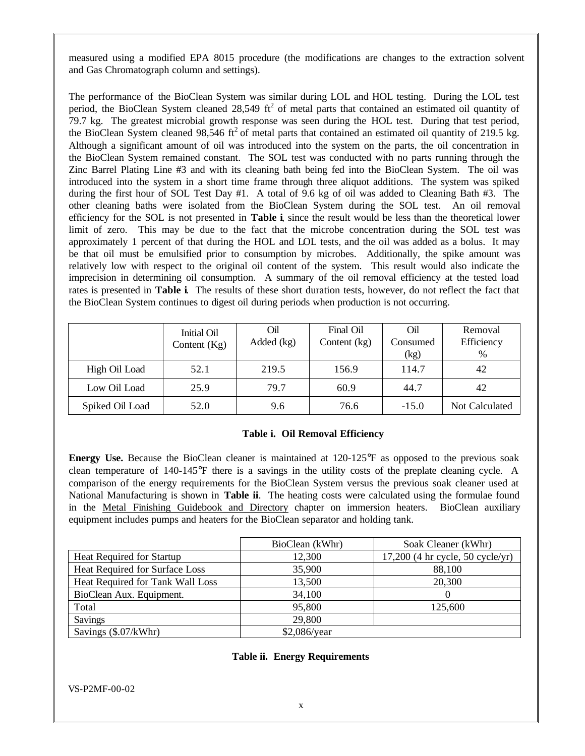measured using a modified EPA 8015 procedure (the modifications are changes to the extraction solvent and Gas Chromatograph column and settings).

The performance of the BioClean System was similar during LOL and HOL testing. During the LOL test period, the BioClean System cleaned 28,549 $ft^2$ of metal parts that contained an estimated oil quantity of 79.7 kg. The greatest microbial growth response was seen during the HOL test. During that test period, the BioClean System cleaned 98,546 $ft^2$ of metal parts that contained an estimated oil quantity of 219.5 kg. Although a significant amount of oil was introduced into the system on the parts, the oil concentration in the BioClean System remained constant. The SOL test was conducted with no parts running through the Zinc Barrel Plating Line #3 and with its cleaning bath being fed into the BioClean System. The oil was introduced into the system in a short time frame through three aliquot additions. The system was spiked during the first hour of SOL Test Day #1. A total of 9.6 kg of oil was added to Cleaning Bath #3. The other cleaning baths were isolated from the BioClean System during the SOL test. An oil removal efficiency for the SOL is not presented in **Table i**, since the result would be less than the theoretical lower limit of zero. This may be due to the fact that the microbe concentration during the SOL test was approximately 1 percent of that during the HOL and LOL tests, and the oil was added as a bolus. It may be that oil must be emulsified prior to consumption by microbes. Additionally, the spike amount was relatively low with respect to the original oil content of the system. This result would also indicate the imprecision in determining oil consumption. A summary of the oil removal efficiency at the tested load rates is presented in **Table i**. The results of these short duration tests, however, do not reflect the fact that the BioClean System continues to digest oil during periods when production is not occurring.

| | Initial Oil Content (Kg) | Oil Added (kg) | Final Oil Content (kg) | Oil Consumed (kg) | Removal Efficiency % |
|---|---|---|---|---|---|
| High Oil Load | 52.1 | 219.5 | 156.9 | 114.7 | 42 |
| Low Oil Load | 25.9 | 79.7 | 60.9 | 44.7 | 42 |
| Spiked Oil Load | 52.0 | 9.6 | 76.6 | -15.0 | Not Calculated |

**Table i. Oil Removal Efficiency**

**Energy Use.** Because the BioClean cleaner is maintained at 120-125°F as opposed to the previous soak clean temperature of 140-145°F there is a savings in the utility costs of the preplate cleaning cycle. A comparison of the energy requirements for the BioClean System versus the previous soak cleaner used at National Manufacturing is shown in **Table ii**. The heating costs were calculated using the formulae found in the Metal Finishing Guidebook and Directory chapter on immersion heaters. BioClean auxiliary equipment includes pumps and heaters for the BioClean separator and holding tank.

| | BioClean (kWhr) | Soak Cleaner (kWhr) |
|---|---|---|
| Heat Required for Startup | 12,300 | 17,200 (4 hr cycle, 50 cycle/yr) |
| Heat Required for Surface Loss | 35,900 | 88,100 |
| Heat Required for Tank Wall Loss | 13,500 | 20,300 |
| BioClean Aux. Equipment. | 34,100 | 0 |
| Total | 95,800 | 125,600 |
| Savings | 29,800 | |
| Savings ($.07/kWhr) | $2,086/year | |

**Table ii. Energy Requirements**

VS-P2MF-00-02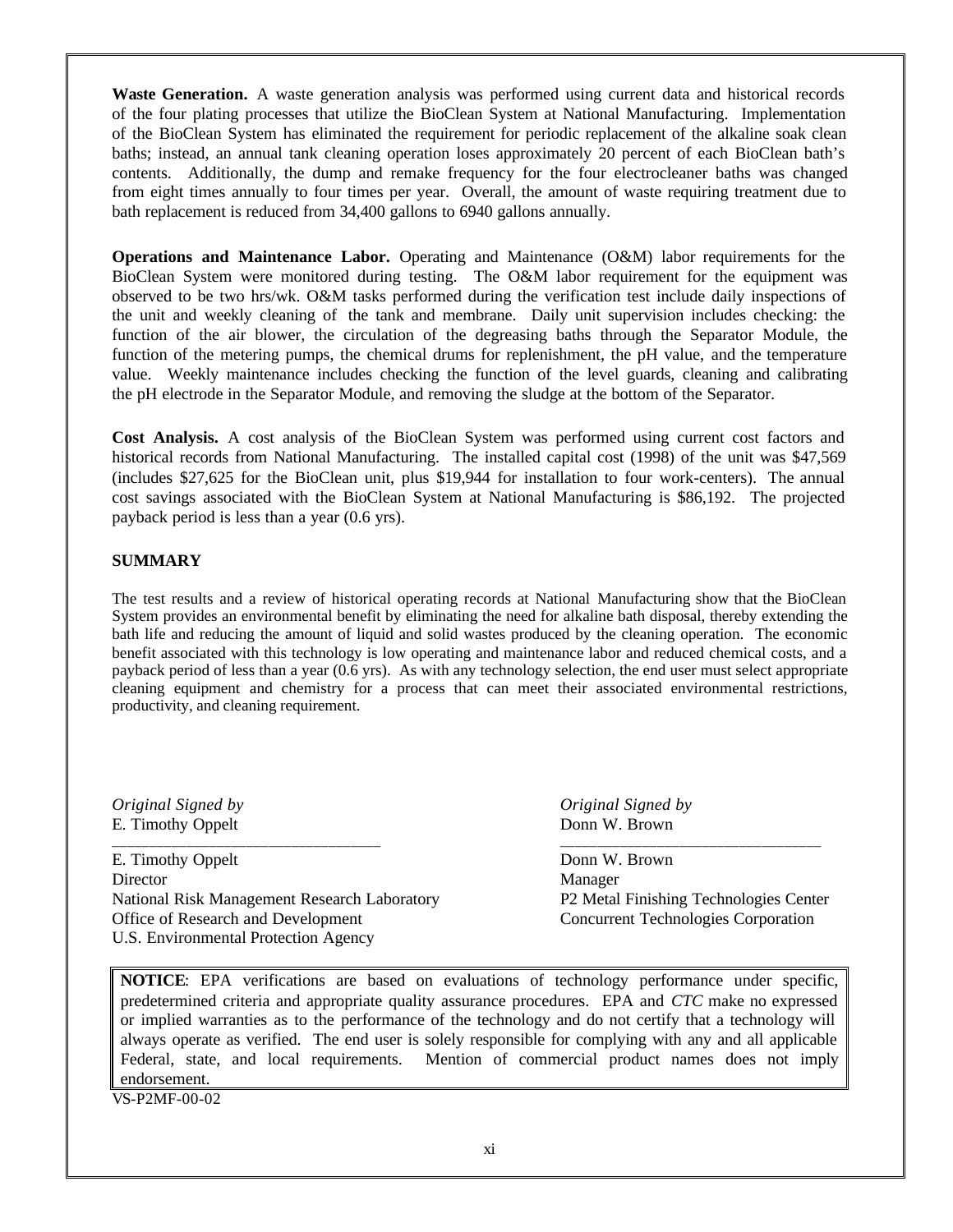**Waste Generation.** A waste generation analysis was performed using current data and historical records of the four plating processes that utilize the BioClean System at National Manufacturing. Implementation of the BioClean System has eliminated the requirement for periodic replacement of the alkaline soak clean baths; instead, an annual tank cleaning operation loses approximately 20 percent of each BioClean bath's contents. Additionally, the dump and remake frequency for the four electrocleaner baths was changed from eight times annually to four times per year. Overall, the amount of waste requiring treatment due to bath replacement is reduced from 34,400 gallons to 6940 gallons annually.

**Operations and Maintenance Labor.** Operating and Maintenance (O&M) labor requirements for the BioClean System were monitored during testing. The O&M labor requirement for the equipment was observed to be two hrs/wk. O&M tasks performed during the verification test include daily inspections of the unit and weekly cleaning of the tank and membrane. Daily unit supervision includes checking: the function of the air blower, the circulation of the degreasing baths through the Separator Module, the function of the metering pumps, the chemical drums for replenishment, the pH value, and the temperature value. Weekly maintenance includes checking the function of the level guards, cleaning and calibrating the pH electrode in the Separator Module, and removing the sludge at the bottom of the Separator.

**Cost Analysis.** A cost analysis of the BioClean System was performed using current cost factors and historical records from National Manufacturing. The installed capital cost (1998) of the unit was $47,569 (includes $27,625 for the BioClean unit, plus $19,944 for installation to four work-centers). The annual cost savings associated with the BioClean System at National Manufacturing is $86,192. The projected payback period is less than a year (0.6 yrs).

**SUMMARY**

The test results and a review of historical operating records at National Manufacturing show that the BioClean System provides an environmental benefit by eliminating the need for alkaline bath disposal, thereby extending the bath life and reducing the amount of liquid and solid wastes produced by the cleaning operation. The economic benefit associated with this technology is low operating and maintenance labor and reduced chemical costs, and a payback period of less than a year (0.6 yrs). As with any technology selection, the end user must select appropriate cleaning equipment and chemistry for a process that can meet their associated environmental restrictions, productivity, and cleaning requirement.

*Original Signed by*
E. Timothy Oppelt

E. Timothy Oppelt
Director
National Risk Management Research Laboratory
Office of Research and Development
U.S. Environmental Protection Agency

*Original Signed by*
Donn W. Brown

Donn W. Brown
Manager
P2 Metal Finishing Technologies Center
Concurrent Technologies Corporation

**NOTICE**: EPA verifications are based on evaluations of technology performance under specific, predetermined criteria and appropriate quality assurance procedures. EPA and *CTC* make no expressed or implied warranties as to the performance of the technology and do not certify that a technology will always operate as verified. The end user is solely responsible for complying with any and all applicable Federal, state, and local requirements. Mention of commercial product names does not imply endorsement.

VS-P2MF-00-02